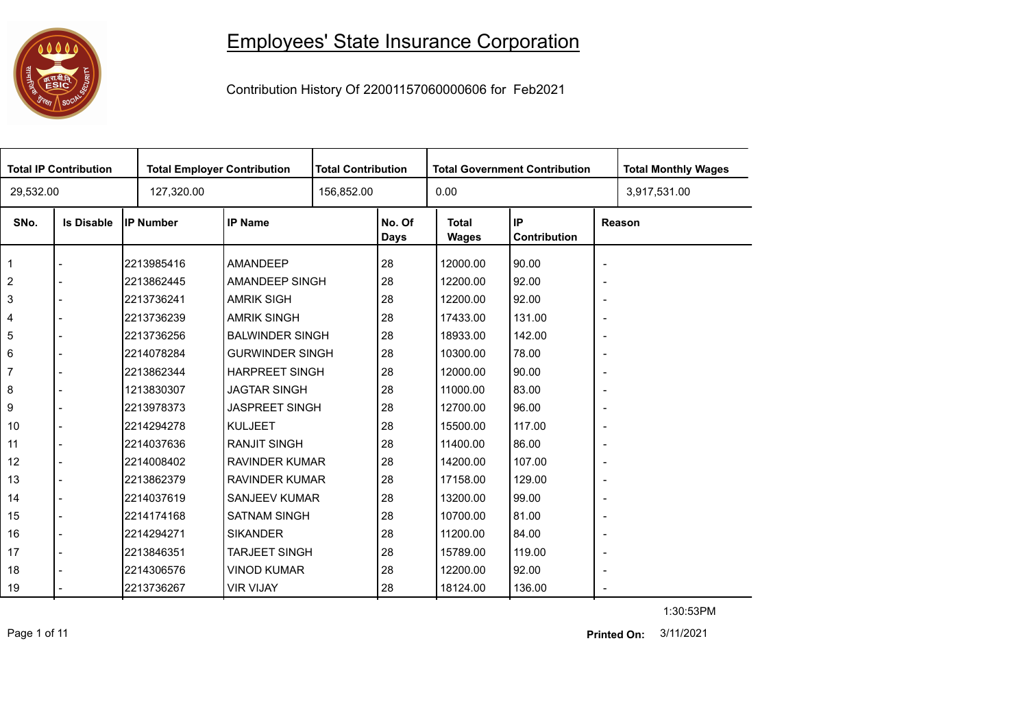# Employees' State Insurance Corporation

Contribution History Of 22001157060000606 for Feb2021

| Total IP Contribution | Total Employer Contribution | Total Contribution | Total Government Contribution | Total Monthly Wages |
|---|---|---|---|---|
| 29,532.00 | 127,320.00 | 156,852.00 | 0.00 | 3,917,531.00 |

| SNo. | Is Disable | IP Number | IP Name | No. Of Days | Total Wages | IP Contribution | Reason |
|---|---|---|---|---|---|---|---|
| 1 | - | 2213985416 | AMANDEEP | 28 | 12000.00 | 90.00 | - |
| 2 | - | 2213862445 | AMANDEEP SINGH | 28 | 12200.00 | 92.00 | - |
| 3 | - | 2213736241 | AMRIK SIGH | 28 | 12200.00 | 92.00 | - |
| 4 | - | 2213736239 | AMRIK SINGH | 28 | 17433.00 | 131.00 | - |
| 5 | - | 2213736256 | BALWINDER SINGH | 28 | 18933.00 | 142.00 | - |
| 6 | - | 2214078284 | GURWINDER SINGH | 28 | 10300.00 | 78.00 | - |
| 7 | - | 2213862344 | HARPREET SINGH | 28 | 12000.00 | 90.00 | - |
| 8 | - | 1213830307 | JAGTAR SINGH | 28 | 11000.00 | 83.00 | - |
| 9 | - | 2213978373 | JASPREET SINGH | 28 | 12700.00 | 96.00 | - |
| 10 | - | 2214294278 | KULJEET | 28 | 15500.00 | 117.00 | - |
| 11 | - | 2214037636 | RANJIT SINGH | 28 | 11400.00 | 86.00 | - |
| 12 | - | 2214008402 | RAVINDER KUMAR | 28 | 14200.00 | 107.00 | - |
| 13 | - | 2213862379 | RAVINDER KUMAR | 28 | 17158.00 | 129.00 | - |
| 14 | - | 2214037619 | SANJEEV KUMAR | 28 | 13200.00 | 99.00 | - |
| 15 | - | 2214174168 | SATNAM SINGH | 28 | 10700.00 | 81.00 | - |
| 16 | - | 2214294271 | SIKANDER | 28 | 11200.00 | 84.00 | - |
| 17 | - | 2213846351 | TARJEET SINGH | 28 | 15789.00 | 119.00 | - |
| 18 | - | 2214306576 | VINOD KUMAR | 28 | 12200.00 | 92.00 | - |
| 19 | - | 2213736267 | VIR VIJAY | 28 | 18124.00 | 136.00 | - |

1:30:53PM

**Printed On:** 3/11/2021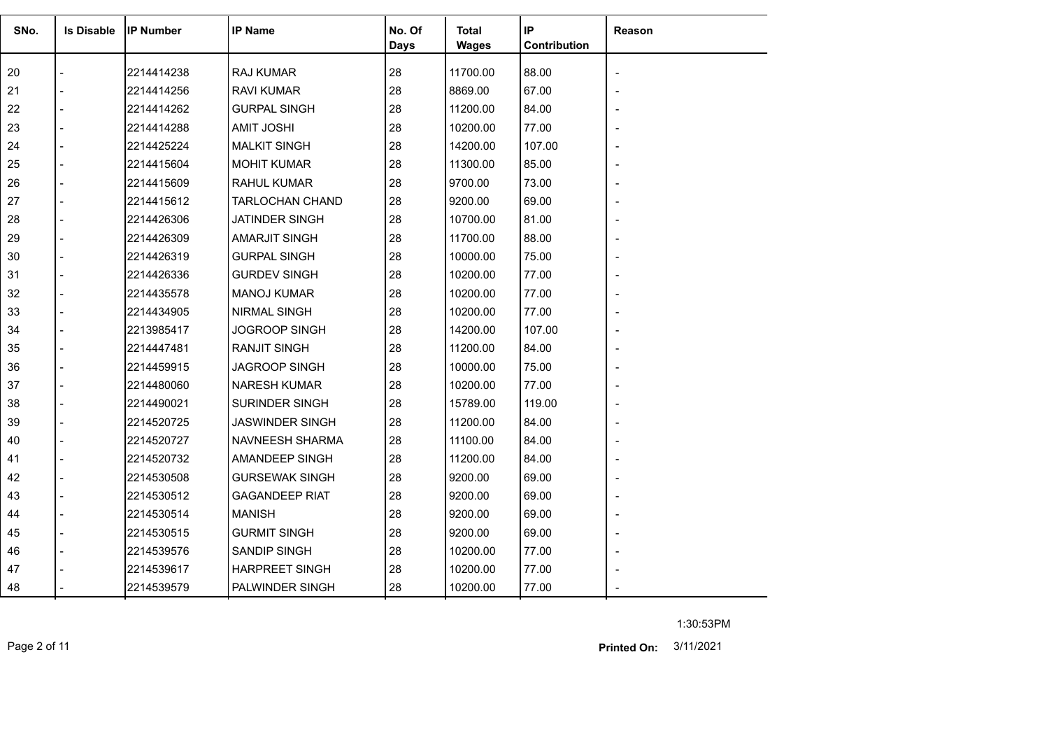| SNo. | Is Disable | IP Number | IP Name | No. Of Days | Total Wages | IP Contribution | Reason |
|---|---|---|---|---|---|---|---|
| 20 | - | 2214414238 | RAJ KUMAR | 28 | 11700.00 | 88.00 | - |
| 21 | - | 2214414256 | RAVI KUMAR | 28 | 8869.00 | 67.00 | - |
| 22 | - | 2214414262 | GURPAL SINGH | 28 | 11200.00 | 84.00 | - |
| 23 | - | 2214414288 | AMIT JOSHI | 28 | 10200.00 | 77.00 | - |
| 24 | - | 2214425224 | MALKIT SINGH | 28 | 14200.00 | 107.00 | - |
| 25 | - | 2214415604 | MOHIT KUMAR | 28 | 11300.00 | 85.00 | - |
| 26 | - | 2214415609 | RAHUL KUMAR | 28 | 9700.00 | 73.00 | - |
| 27 | - | 2214415612 | TARLOCHAN CHAND | 28 | 9200.00 | 69.00 | - |
| 28 | - | 2214426306 | JATINDER SINGH | 28 | 10700.00 | 81.00 | - |
| 29 | - | 2214426309 | AMARJIT SINGH | 28 | 11700.00 | 88.00 | - |
| 30 | - | 2214426319 | GURPAL SINGH | 28 | 10000.00 | 75.00 | - |
| 31 | - | 2214426336 | GURDEV SINGH | 28 | 10200.00 | 77.00 | - |
| 32 | - | 2214435578 | MANOJ KUMAR | 28 | 10200.00 | 77.00 | - |
| 33 | - | 2214434905 | NIRMAL SINGH | 28 | 10200.00 | 77.00 | - |
| 34 | - | 2213985417 | JOGROOP SINGH | 28 | 14200.00 | 107.00 | - |
| 35 | - | 2214447481 | RANJIT SINGH | 28 | 11200.00 | 84.00 | - |
| 36 | - | 2214459915 | JAGROOP SINGH | 28 | 10000.00 | 75.00 | - |
| 37 | - | 2214480060 | NARESH KUMAR | 28 | 10200.00 | 77.00 | - |
| 38 | - | 2214490021 | SURINDER SINGH | 28 | 15789.00 | 119.00 | - |
| 39 | - | 2214520725 | JASWINDER SINGH | 28 | 11200.00 | 84.00 | - |
| 40 | - | 2214520727 | NAVNEESH SHARMA | 28 | 11100.00 | 84.00 | - |
| 41 | - | 2214520732 | AMANDEEP SINGH | 28 | 11200.00 | 84.00 | - |
| 42 | - | 2214530508 | GURSEWAK SINGH | 28 | 9200.00 | 69.00 | - |
| 43 | - | 2214530512 | GAGANDEEP RIAT | 28 | 9200.00 | 69.00 | - |
| 44 | - | 2214530514 | MANISH | 28 | 9200.00 | 69.00 | - |
| 45 | - | 2214530515 | GURMIT SINGH | 28 | 9200.00 | 69.00 | - |
| 46 | - | 2214539576 | SANDIP SINGH | 28 | 10200.00 | 77.00 | - |
| 47 | - | 2214539617 | HARPREET SINGH | 28 | 10200.00 | 77.00 | - |
| 48 | - | 2214539579 | PALWINDER SINGH | 28 | 10200.00 | 77.00 | - |

1:30:53PM

**Printed On:** 3/11/2021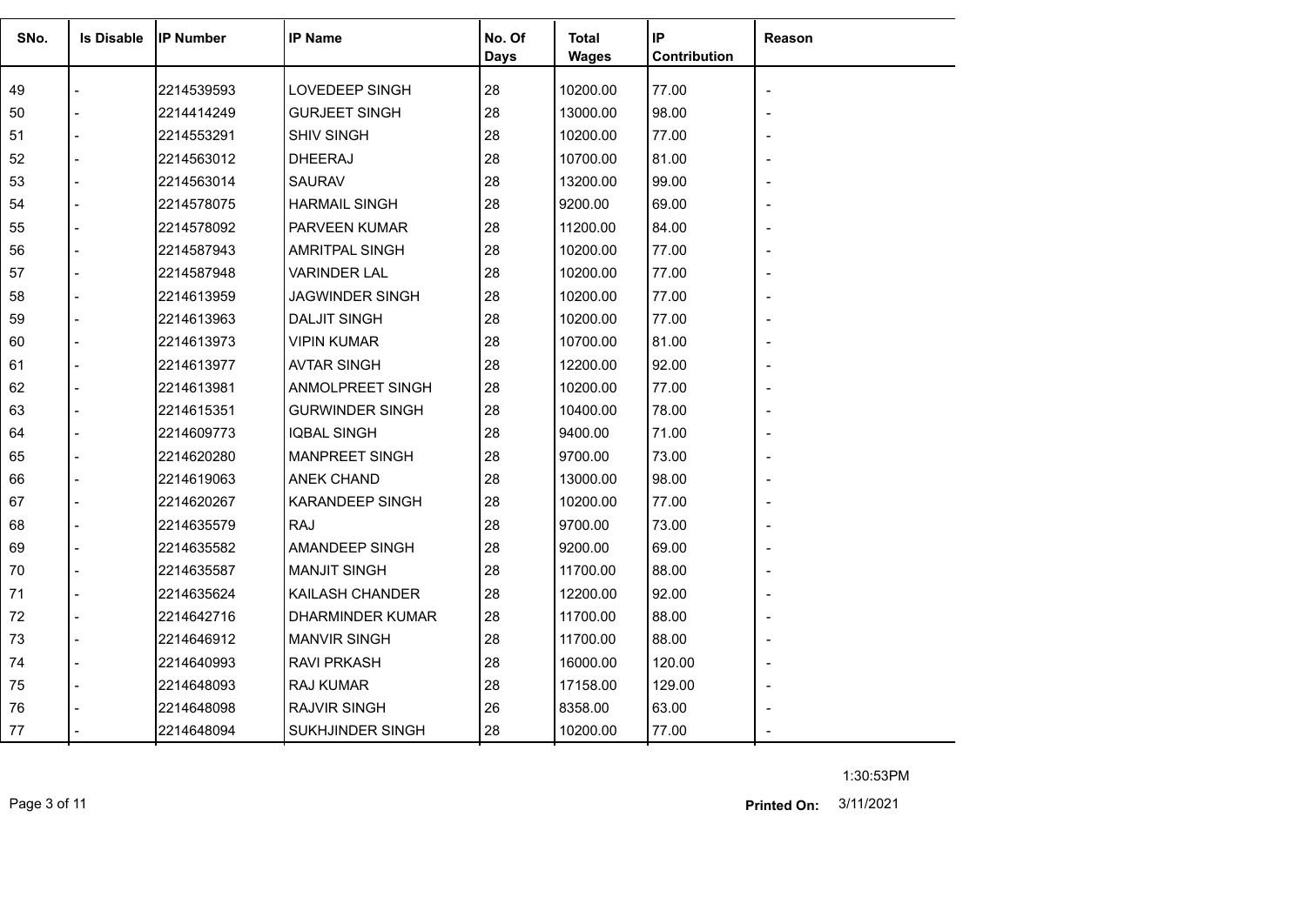| SNo. | Is Disable | IP Number | IP Name | No. Of Days | Total Wages | IP Contribution | Reason |
|---|---|---|---|---|---|---|---|
| 49 | - | 2214539593 | LOVEDEEP SINGH | 28 | 10200.00 | 77.00 | - |
| 50 | - | 2214414249 | GURJEET SINGH | 28 | 13000.00 | 98.00 | - |
| 51 | - | 2214553291 | SHIV SINGH | 28 | 10200.00 | 77.00 | - |
| 52 | - | 2214563012 | DHEERAJ | 28 | 10700.00 | 81.00 | - |
| 53 | - | 2214563014 | SAURAV | 28 | 13200.00 | 99.00 | - |
| 54 | - | 2214578075 | HARMAIL SINGH | 28 | 9200.00 | 69.00 | - |
| 55 | - | 2214578092 | PARVEEN KUMAR | 28 | 11200.00 | 84.00 | - |
| 56 | - | 2214587943 | AMRITPAL SINGH | 28 | 10200.00 | 77.00 | - |
| 57 | - | 2214587948 | VARINDER LAL | 28 | 10200.00 | 77.00 | - |
| 58 | - | 2214613959 | JAGWINDER SINGH | 28 | 10200.00 | 77.00 | - |
| 59 | - | 2214613963 | DALJIT SINGH | 28 | 10200.00 | 77.00 | - |
| 60 | - | 2214613973 | VIPIN KUMAR | 28 | 10700.00 | 81.00 | - |
| 61 | - | 2214613977 | AVTAR SINGH | 28 | 12200.00 | 92.00 | - |
| 62 | - | 2214613981 | ANMOLPREET SINGH | 28 | 10200.00 | 77.00 | - |
| 63 | - | 2214615351 | GURWINDER SINGH | 28 | 10400.00 | 78.00 | - |
| 64 | - | 2214609773 | IQBAL SINGH | 28 | 9400.00 | 71.00 | - |
| 65 | - | 2214620280 | MANPREET SINGH | 28 | 9700.00 | 73.00 | - |
| 66 | - | 2214619063 | ANEK CHAND | 28 | 13000.00 | 98.00 | - |
| 67 | - | 2214620267 | KARANDEEP SINGH | 28 | 10200.00 | 77.00 | - |
| 68 | - | 2214635579 | RAJ | 28 | 9700.00 | 73.00 | - |
| 69 | - | 2214635582 | AMANDEEP SINGH | 28 | 9200.00 | 69.00 | - |
| 70 | - | 2214635587 | MANJIT SINGH | 28 | 11700.00 | 88.00 | - |
| 71 | - | 2214635624 | KAILASH CHANDER | 28 | 12200.00 | 92.00 | - |
| 72 | - | 2214642716 | DHARMINDER KUMAR | 28 | 11700.00 | 88.00 | - |
| 73 | - | 2214646912 | MANVIR SINGH | 28 | 11700.00 | 88.00 | - |
| 74 | - | 2214640993 | RAVI PRKASH | 28 | 16000.00 | 120.00 | - |
| 75 | - | 2214648093 | RAJ KUMAR | 28 | 17158.00 | 129.00 | - |
| 76 | - | 2214648098 | RAJVIR SINGH | 26 | 8358.00 | 63.00 | - |
| 77 | - | 2214648094 | SUKHJINDER SINGH | 28 | 10200.00 | 77.00 | - |

1:30:53PM

**Printed On:** 3/11/2021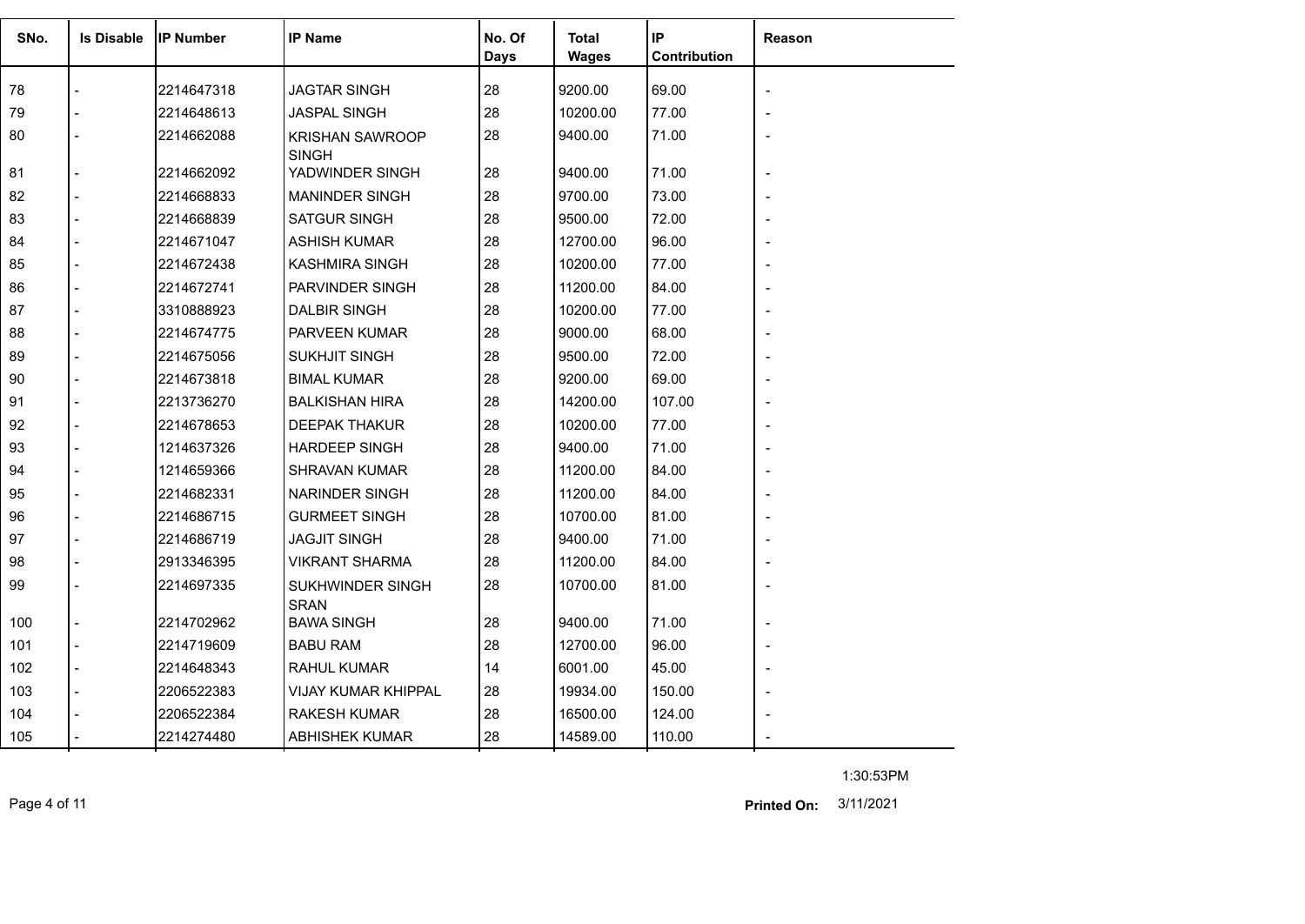| SNo. | Is Disable | IP Number | IP Name | No. Of Days | Total Wages | IP Contribution | Reason |
|---|---|---|---|---|---|---|---|
| 78 | - | 2214647318 | JAGTAR SINGH | 28 | 9200.00 | 69.00 | - |
| 79 | - | 2214648613 | JASPAL SINGH | 28 | 10200.00 | 77.00 | - |
| 80 | - | 2214662088 | KRISHAN SAWROOP SINGH | 28 | 9400.00 | 71.00 | - |
| 81 | - | 2214662092 | YADWINDER SINGH | 28 | 9400.00 | 71.00 | - |
| 82 | - | 2214668833 | MANINDER SINGH | 28 | 9700.00 | 73.00 | - |
| 83 | - | 2214668839 | SATGUR SINGH | 28 | 9500.00 | 72.00 | - |
| 84 | - | 2214671047 | ASHISH KUMAR | 28 | 12700.00 | 96.00 | - |
| 85 | - | 2214672438 | KASHMIRA SINGH | 28 | 10200.00 | 77.00 | - |
| 86 | - | 2214672741 | PARVINDER SINGH | 28 | 11200.00 | 84.00 | - |
| 87 | - | 3310888923 | DALBIR SINGH | 28 | 10200.00 | 77.00 | - |
| 88 | - | 2214674775 | PARVEEN KUMAR | 28 | 9000.00 | 68.00 | - |
| 89 | - | 2214675056 | SUKHJIT SINGH | 28 | 9500.00 | 72.00 | - |
| 90 | - | 2214673818 | BIMAL KUMAR | 28 | 9200.00 | 69.00 | - |
| 91 | - | 2213736270 | BALKISHAN HIRA | 28 | 14200.00 | 107.00 | - |
| 92 | - | 2214678653 | DEEPAK THAKUR | 28 | 10200.00 | 77.00 | - |
| 93 | - | 1214637326 | HARDEEP SINGH | 28 | 9400.00 | 71.00 | - |
| 94 | - | 1214659366 | SHRAVAN KUMAR | 28 | 11200.00 | 84.00 | - |
| 95 | - | 2214682331 | NARINDER SINGH | 28 | 11200.00 | 84.00 | - |
| 96 | - | 2214686715 | GURMEET SINGH | 28 | 10700.00 | 81.00 | - |
| 97 | - | 2214686719 | JAGJIT SINGH | 28 | 9400.00 | 71.00 | - |
| 98 | - | 2913346395 | VIKRANT SHARMA | 28 | 11200.00 | 84.00 | - |
| 99 | - | 2214697335 | SUKHWINDER SINGH SRAN | 28 | 10700.00 | 81.00 | - |
| 100 | - | 2214702962 | BAWA SINGH | 28 | 9400.00 | 71.00 | - |
| 101 | - | 2214719609 | BABU RAM | 28 | 12700.00 | 96.00 | - |
| 102 | - | 2214648343 | RAHUL KUMAR | 14 | 6001.00 | 45.00 | - |
| 103 | - | 2206522383 | VIJAY KUMAR KHIPPAL | 28 | 19934.00 | 150.00 | - |
| 104 | - | 2206522384 | RAKESH KUMAR | 28 | 16500.00 | 124.00 | - |
| 105 | - | 2214274480 | ABHISHEK KUMAR | 28 | 14589.00 | 110.00 | - |

1:30:53PM

**Printed On:** 3/11/2021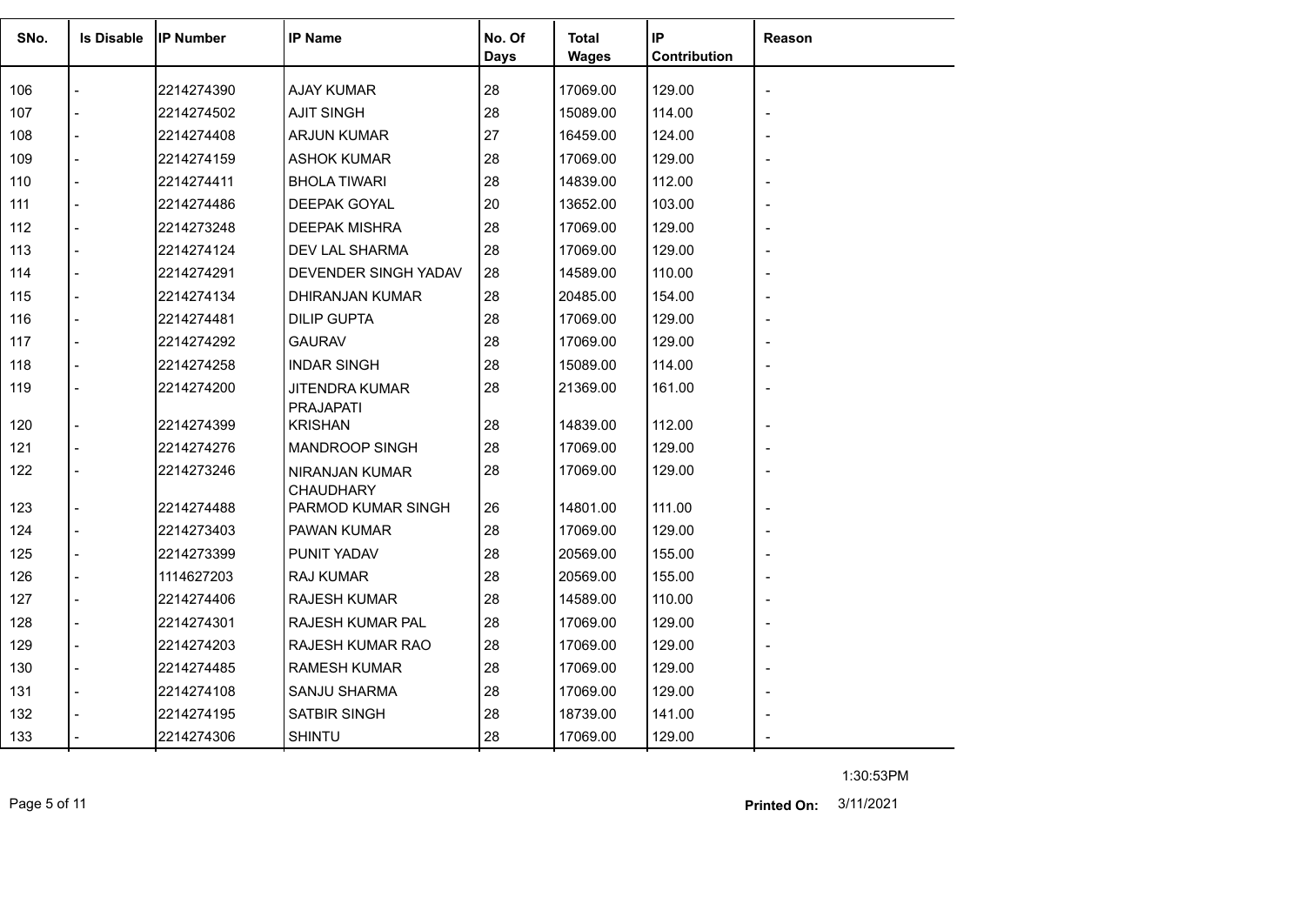| SNo. | Is Disable | IP Number | IP Name | No. Of Days | Total Wages | IP Contribution | Reason |
|---|---|---|---|---|---|---|---|
| 106 | - | 2214274390 | AJAY KUMAR | 28 | 17069.00 | 129.00 | - |
| 107 | - | 2214274502 | AJIT SINGH | 28 | 15089.00 | 114.00 | - |
| 108 | - | 2214274408 | ARJUN KUMAR | 27 | 16459.00 | 124.00 | - |
| 109 | - | 2214274159 | ASHOK KUMAR | 28 | 17069.00 | 129.00 | - |
| 110 | - | 2214274411 | BHOLA TIWARI | 28 | 14839.00 | 112.00 | - |
| 111 | - | 2214274486 | DEEPAK GOYAL | 20 | 13652.00 | 103.00 | - |
| 112 | - | 2214273248 | DEEPAK MISHRA | 28 | 17069.00 | 129.00 | - |
| 113 | - | 2214274124 | DEV LAL SHARMA | 28 | 17069.00 | 129.00 | - |
| 114 | - | 2214274291 | DEVENDER SINGH YADAV | 28 | 14589.00 | 110.00 | - |
| 115 | - | 2214274134 | DHIRANJAN KUMAR | 28 | 20485.00 | 154.00 | - |
| 116 | - | 2214274481 | DILIP GUPTA | 28 | 17069.00 | 129.00 | - |
| 117 | - | 2214274292 | GAURAV | 28 | 17069.00 | 129.00 | - |
| 118 | - | 2214274258 | INDAR SINGH | 28 | 15089.00 | 114.00 | - |
| 119 | - | 2214274200 | JITENDRA KUMAR PRAJAPATI | 28 | 21369.00 | 161.00 | - |
| 120 | - | 2214274399 | KRISHAN | 28 | 14839.00 | 112.00 | - |
| 121 | - | 2214274276 | MANDROOP SINGH | 28 | 17069.00 | 129.00 | - |
| 122 | - | 2214273246 | NIRANJAN KUMAR CHAUDHARY | 28 | 17069.00 | 129.00 | - |
| 123 | - | 2214274488 | PARMOD KUMAR SINGH | 26 | 14801.00 | 111.00 | - |
| 124 | - | 2214273403 | PAWAN KUMAR | 28 | 17069.00 | 129.00 | - |
| 125 | - | 2214273399 | PUNIT YADAV | 28 | 20569.00 | 155.00 | - |
| 126 | - | 1114627203 | RAJ KUMAR | 28 | 20569.00 | 155.00 | - |
| 127 | - | 2214274406 | RAJESH KUMAR | 28 | 14589.00 | 110.00 | - |
| 128 | - | 2214274301 | RAJESH KUMAR PAL | 28 | 17069.00 | 129.00 | - |
| 129 | - | 2214274203 | RAJESH KUMAR RAO | 28 | 17069.00 | 129.00 | - |
| 130 | - | 2214274485 | RAMESH KUMAR | 28 | 17069.00 | 129.00 | - |
| 131 | - | 2214274108 | SANJU SHARMA | 28 | 17069.00 | 129.00 | - |
| 132 | - | 2214274195 | SATBIR SINGH | 28 | 18739.00 | 141.00 | - |
| 133 | - | 2214274306 | SHINTU | 28 | 17069.00 | 129.00 | - |

1:30:53PM

**Printed On:** 3/11/2021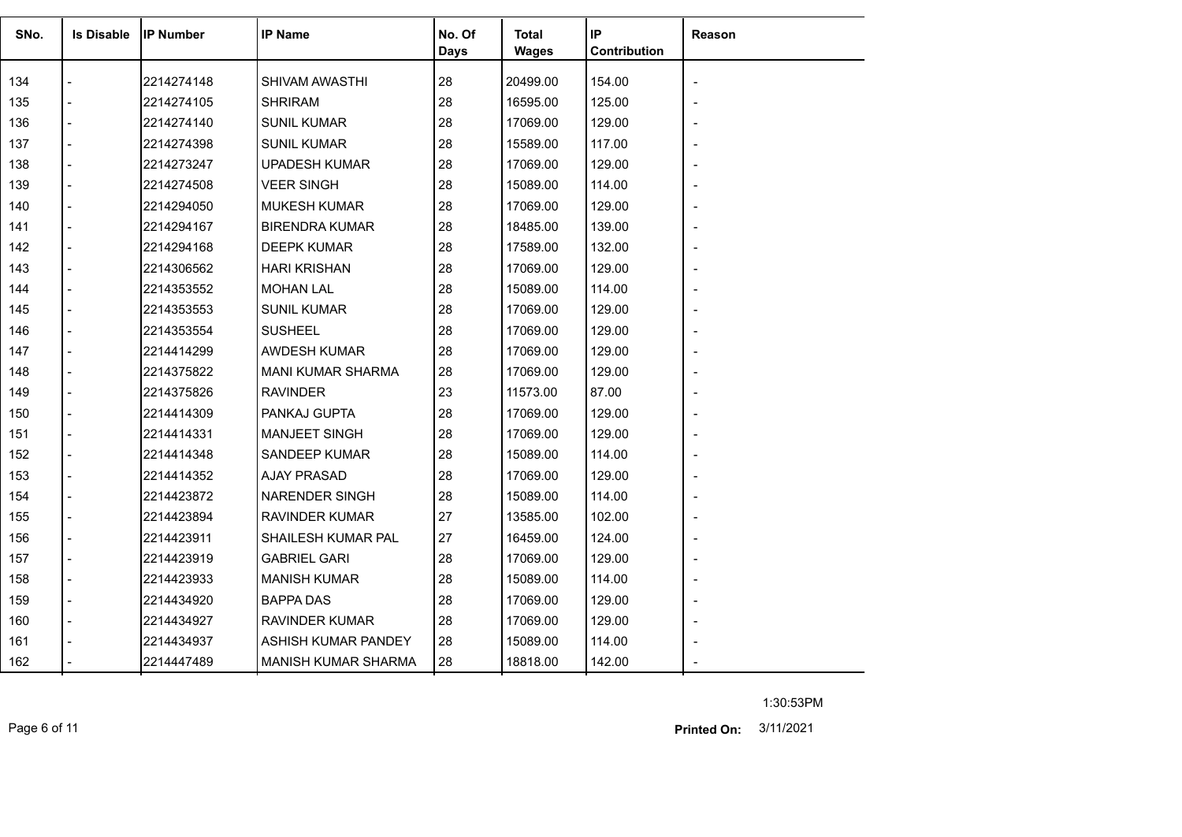| SNo. | Is Disable | IP Number | IP Name | No. Of Days | Total Wages | IP Contribution | Reason |
|---|---|---|---|---|---|---|---|
| 134 | - | 2214274148 | SHIVAM AWASTHI | 28 | 20499.00 | 154.00 | - |
| 135 | - | 2214274105 | SHRIRAM | 28 | 16595.00 | 125.00 | - |
| 136 | - | 2214274140 | SUNIL KUMAR | 28 | 17069.00 | 129.00 | - |
| 137 | - | 2214274398 | SUNIL KUMAR | 28 | 15589.00 | 117.00 | - |
| 138 | - | 2214273247 | UPADESH KUMAR | 28 | 17069.00 | 129.00 | - |
| 139 | - | 2214274508 | VEER SINGH | 28 | 15089.00 | 114.00 | - |
| 140 | - | 2214294050 | MUKESH KUMAR | 28 | 17069.00 | 129.00 | - |
| 141 | - | 2214294167 | BIRENDRA KUMAR | 28 | 18485.00 | 139.00 | - |
| 142 | - | 2214294168 | DEEPK KUMAR | 28 | 17589.00 | 132.00 | - |
| 143 | - | 2214306562 | HARI KRISHAN | 28 | 17069.00 | 129.00 | - |
| 144 | - | 2214353552 | MOHAN LAL | 28 | 15089.00 | 114.00 | - |
| 145 | - | 2214353553 | SUNIL KUMAR | 28 | 17069.00 | 129.00 | - |
| 146 | - | 2214353554 | SUSHEEL | 28 | 17069.00 | 129.00 | - |
| 147 | - | 2214414299 | AWDESH KUMAR | 28 | 17069.00 | 129.00 | - |
| 148 | - | 2214375822 | MANI KUMAR SHARMA | 28 | 17069.00 | 129.00 | - |
| 149 | - | 2214375826 | RAVINDER | 23 | 11573.00 | 87.00 | - |
| 150 | - | 2214414309 | PANKAJ GUPTA | 28 | 17069.00 | 129.00 | - |
| 151 | - | 2214414331 | MANJEET SINGH | 28 | 17069.00 | 129.00 | - |
| 152 | - | 2214414348 | SANDEEP KUMAR | 28 | 15089.00 | 114.00 | - |
| 153 | - | 2214414352 | AJAY PRASAD | 28 | 17069.00 | 129.00 | - |
| 154 | - | 2214423872 | NARENDER SINGH | 28 | 15089.00 | 114.00 | - |
| 155 | - | 2214423894 | RAVINDER KUMAR | 27 | 13585.00 | 102.00 | - |
| 156 | - | 2214423911 | SHAILESH KUMAR PAL | 27 | 16459.00 | 124.00 | - |
| 157 | - | 2214423919 | GABRIEL GARI | 28 | 17069.00 | 129.00 | - |
| 158 | - | 2214423933 | MANISH KUMAR | 28 | 15089.00 | 114.00 | - |
| 159 | - | 2214434920 | BAPPA DAS | 28 | 17069.00 | 129.00 | - |
| 160 | - | 2214434927 | RAVINDER KUMAR | 28 | 17069.00 | 129.00 | - |
| 161 | - | 2214434937 | ASHISH KUMAR PANDEY | 28 | 15089.00 | 114.00 | - |
| 162 | - | 2214447489 | MANISH KUMAR SHARMA | 28 | 18818.00 | 142.00 | - |

1:30:53PM

**Printed On:** 3/11/2021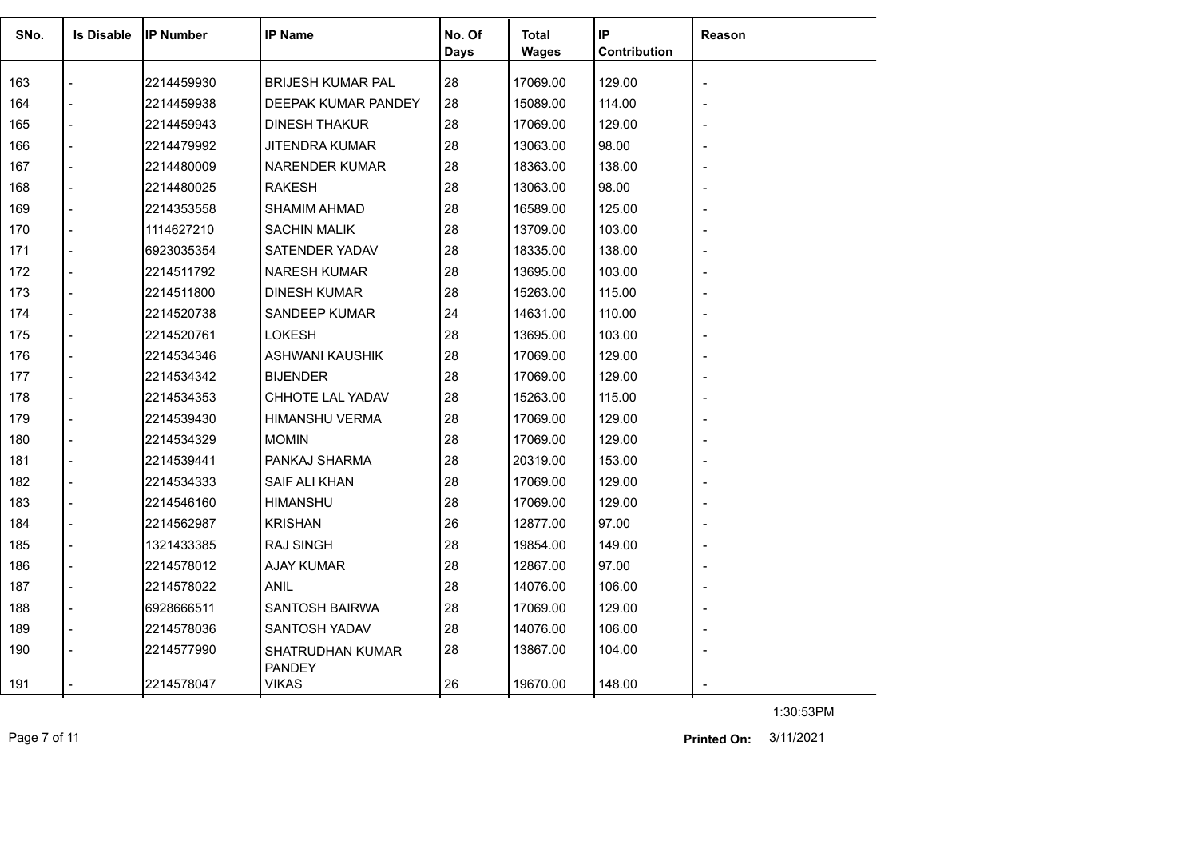| SNo. | Is Disable | IP Number | IP Name | No. Of Days | Total Wages | IP Contribution | Reason |
|---|---|---|---|---|---|---|---|
| 163 | - | 2214459930 | BRIJESH KUMAR PAL | 28 | 17069.00 | 129.00 | - |
| 164 | - | 2214459938 | DEEPAK KUMAR PANDEY | 28 | 15089.00 | 114.00 | - |
| 165 | - | 2214459943 | DINESH THAKUR | 28 | 17069.00 | 129.00 | - |
| 166 | - | 2214479992 | JITENDRA KUMAR | 28 | 13063.00 | 98.00 | - |
| 167 | - | 2214480009 | NARENDER KUMAR | 28 | 18363.00 | 138.00 | - |
| 168 | - | 2214480025 | RAKESH | 28 | 13063.00 | 98.00 | - |
| 169 | - | 2214353558 | SHAMIM AHMAD | 28 | 16589.00 | 125.00 | - |
| 170 | - | 1114627210 | SACHIN MALIK | 28 | 13709.00 | 103.00 | - |
| 171 | - | 6923035354 | SATENDER YADAV | 28 | 18335.00 | 138.00 | - |
| 172 | - | 2214511792 | NARESH KUMAR | 28 | 13695.00 | 103.00 | - |
| 173 | - | 2214511800 | DINESH KUMAR | 28 | 15263.00 | 115.00 | - |
| 174 | - | 2214520738 | SANDEEP KUMAR | 24 | 14631.00 | 110.00 | - |
| 175 | - | 2214520761 | LOKESH | 28 | 13695.00 | 103.00 | - |
| 176 | - | 2214534346 | ASHWANI KAUSHIK | 28 | 17069.00 | 129.00 | - |
| 177 | - | 2214534342 | BIJENDER | 28 | 17069.00 | 129.00 | - |
| 178 | - | 2214534353 | CHHOTE LAL YADAV | 28 | 15263.00 | 115.00 | - |
| 179 | - | 2214539430 | HIMANSHU VERMA | 28 | 17069.00 | 129.00 | - |
| 180 | - | 2214534329 | MOMIN | 28 | 17069.00 | 129.00 | - |
| 181 | - | 2214539441 | PANKAJ SHARMA | 28 | 20319.00 | 153.00 | - |
| 182 | - | 2214534333 | SAIF ALI KHAN | 28 | 17069.00 | 129.00 | - |
| 183 | - | 2214546160 | HIMANSHU | 28 | 17069.00 | 129.00 | - |
| 184 | - | 2214562987 | KRISHAN | 26 | 12877.00 | 97.00 | - |
| 185 | - | 1321433385 | RAJ SINGH | 28 | 19854.00 | 149.00 | - |
| 186 | - | 2214578012 | AJAY KUMAR | 28 | 12867.00 | 97.00 | - |
| 187 | - | 2214578022 | ANIL | 28 | 14076.00 | 106.00 | - |
| 188 | - | 6928666511 | SANTOSH BAIRWA | 28 | 17069.00 | 129.00 | - |
| 189 | - | 2214578036 | SANTOSH YADAV | 28 | 14076.00 | 106.00 | - |
| 190 | - | 2214577990 | SHATRUDHAN KUMAR PANDEY | 28 | 13867.00 | 104.00 | - |
| 191 | - | 2214578047 | VIKAS | 26 | 19670.00 | 148.00 | - |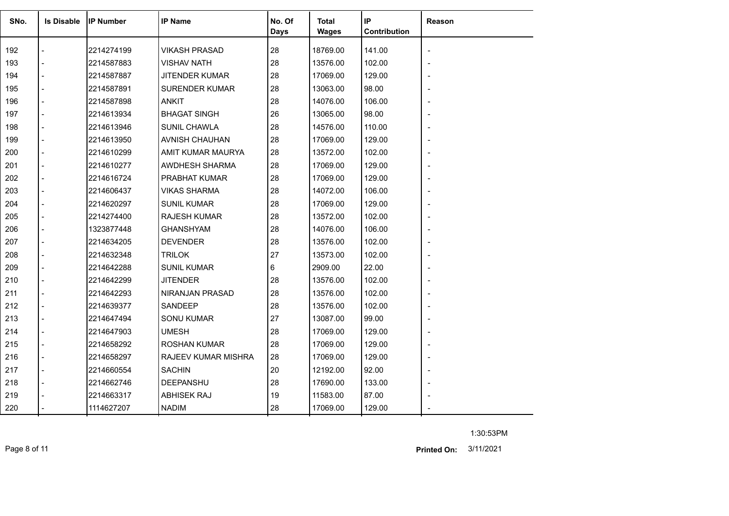| SNo. | Is Disable | IP Number | IP Name | No. Of Days | Total Wages | IP Contribution | Reason |
|---|---|---|---|---|---|---|---|
| 192 | - | 2214274199 | VIKASH PRASAD | 28 | 18769.00 | 141.00 | - |
| 193 | - | 2214587883 | VISHAV NATH | 28 | 13576.00 | 102.00 | - |
| 194 | - | 2214587887 | JITENDER KUMAR | 28 | 17069.00 | 129.00 | - |
| 195 | - | 2214587891 | SURENDER KUMAR | 28 | 13063.00 | 98.00 | - |
| 196 | - | 2214587898 | ANKIT | 28 | 14076.00 | 106.00 | - |
| 197 | - | 2214613934 | BHAGAT SINGH | 26 | 13065.00 | 98.00 | - |
| 198 | - | 2214613946 | SUNIL CHAWLA | 28 | 14576.00 | 110.00 | - |
| 199 | - | 2214613950 | AVNISH CHAUHAN | 28 | 17069.00 | 129.00 | - |
| 200 | - | 2214610299 | AMIT KUMAR MAURYA | 28 | 13572.00 | 102.00 | - |
| 201 | - | 2214610277 | AWDHESH SHARMA | 28 | 17069.00 | 129.00 | - |
| 202 | - | 2214616724 | PRABHAT KUMAR | 28 | 17069.00 | 129.00 | - |
| 203 | - | 2214606437 | VIKAS SHARMA | 28 | 14072.00 | 106.00 | - |
| 204 | - | 2214620297 | SUNIL KUMAR | 28 | 17069.00 | 129.00 | - |
| 205 | - | 2214274400 | RAJESH KUMAR | 28 | 13572.00 | 102.00 | - |
| 206 | - | 1323877448 | GHANSHYAM | 28 | 14076.00 | 106.00 | - |
| 207 | - | 2214634205 | DEVENDER | 28 | 13576.00 | 102.00 | - |
| 208 | - | 2214632348 | TRILOK | 27 | 13573.00 | 102.00 | - |
| 209 | - | 2214642288 | SUNIL KUMAR | 6 | 2909.00 | 22.00 | - |
| 210 | - | 2214642299 | JITENDER | 28 | 13576.00 | 102.00 | - |
| 211 | - | 2214642293 | NIRANJAN PRASAD | 28 | 13576.00 | 102.00 | - |
| 212 | - | 2214639377 | SANDEEP | 28 | 13576.00 | 102.00 | - |
| 213 | - | 2214647494 | SONU KUMAR | 27 | 13087.00 | 99.00 | - |
| 214 | - | 2214647903 | UMESH | 28 | 17069.00 | 129.00 | - |
| 215 | - | 2214658292 | ROSHAN KUMAR | 28 | 17069.00 | 129.00 | - |
| 216 | - | 2214658297 | RAJEEV KUMAR MISHRA | 28 | 17069.00 | 129.00 | - |
| 217 | - | 2214660554 | SACHIN | 20 | 12192.00 | 92.00 | - |
| 218 | - | 2214662746 | DEEPANSHU | 28 | 17690.00 | 133.00 | - |
| 219 | - | 2214663317 | ABHISEK RAJ | 19 | 11583.00 | 87.00 | - |
| 220 | - | 1114627207 | NADIM | 28 | 17069.00 | 129.00 | - |

1:30:53PM

**Printed On:** 3/11/2021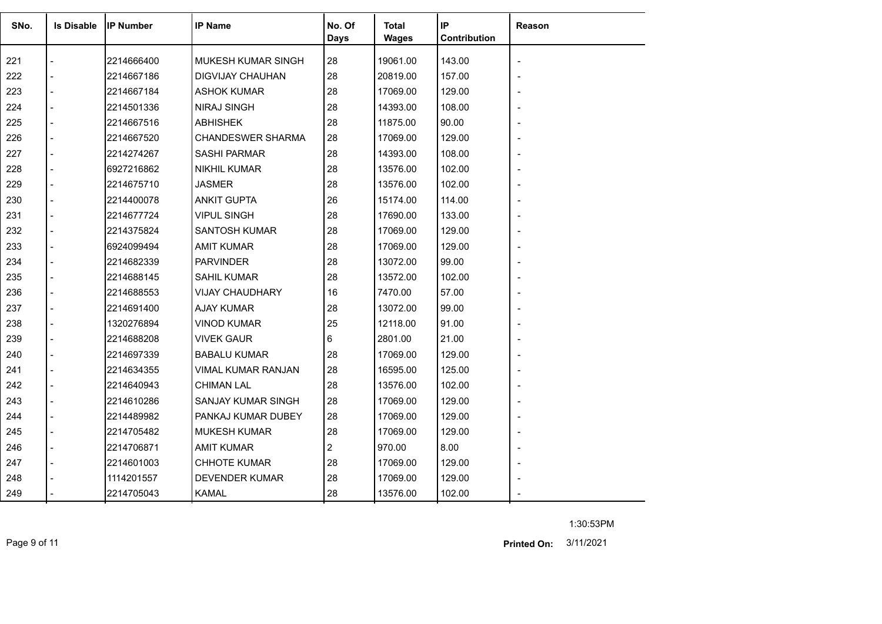| SNo. | Is Disable | IP Number | IP Name | No. Of Days | Total Wages | IP Contribution | Reason |
|---|---|---|---|---|---|---|---|
| 221 | - | 2214666400 | MUKESH KUMAR SINGH | 28 | 19061.00 | 143.00 | - |
| 222 | - | 2214667186 | DIGVIJAY CHAUHAN | 28 | 20819.00 | 157.00 | - |
| 223 | - | 2214667184 | ASHOK KUMAR | 28 | 17069.00 | 129.00 | - |
| 224 | - | 2214501336 | NIRAJ SINGH | 28 | 14393.00 | 108.00 | - |
| 225 | - | 2214667516 | ABHISHEK | 28 | 11875.00 | 90.00 | - |
| 226 | - | 2214667520 | CHANDESWER SHARMA | 28 | 17069.00 | 129.00 | - |
| 227 | - | 2214274267 | SASHI PARMAR | 28 | 14393.00 | 108.00 | - |
| 228 | - | 6927216862 | NIKHIL KUMAR | 28 | 13576.00 | 102.00 | - |
| 229 | - | 2214675710 | JASMER | 28 | 13576.00 | 102.00 | - |
| 230 | - | 2214400078 | ANKIT GUPTA | 26 | 15174.00 | 114.00 | - |
| 231 | - | 2214677724 | VIPUL SINGH | 28 | 17690.00 | 133.00 | - |
| 232 | - | 2214375824 | SANTOSH KUMAR | 28 | 17069.00 | 129.00 | - |
| 233 | - | 6924099494 | AMIT KUMAR | 28 | 17069.00 | 129.00 | - |
| 234 | - | 2214682339 | PARVINDER | 28 | 13072.00 | 99.00 | - |
| 235 | - | 2214688145 | SAHIL KUMAR | 28 | 13572.00 | 102.00 | - |
| 236 | - | 2214688553 | VIJAY CHAUDHARY | 16 | 7470.00 | 57.00 | - |
| 237 | - | 2214691400 | AJAY KUMAR | 28 | 13072.00 | 99.00 | - |
| 238 | - | 1320276894 | VINOD KUMAR | 25 | 12118.00 | 91.00 | - |
| 239 | - | 2214688208 | VIVEK GAUR | 6 | 2801.00 | 21.00 | - |
| 240 | - | 2214697339 | BABALU KUMAR | 28 | 17069.00 | 129.00 | - |
| 241 | - | 2214634355 | VIMAL KUMAR RANJAN | 28 | 16595.00 | 125.00 | - |
| 242 | - | 2214640943 | CHIMAN LAL | 28 | 13576.00 | 102.00 | - |
| 243 | - | 2214610286 | SANJAY KUMAR SINGH | 28 | 17069.00 | 129.00 | - |
| 244 | - | 2214489982 | PANKAJ KUMAR DUBEY | 28 | 17069.00 | 129.00 | - |
| 245 | - | 2214705482 | MUKESH KUMAR | 28 | 17069.00 | 129.00 | - |
| 246 | - | 2214706871 | AMIT KUMAR | 2 | 970.00 | 8.00 | - |
| 247 | - | 2214601003 | CHHOTE KUMAR | 28 | 17069.00 | 129.00 | - |
| 248 | - | 1114201557 | DEVENDER KUMAR | 28 | 17069.00 | 129.00 | - |
| 249 | - | 2214705043 | KAMAL | 28 | 13576.00 | 102.00 | - |

1:30:53PM

**Printed On:** 3/11/2021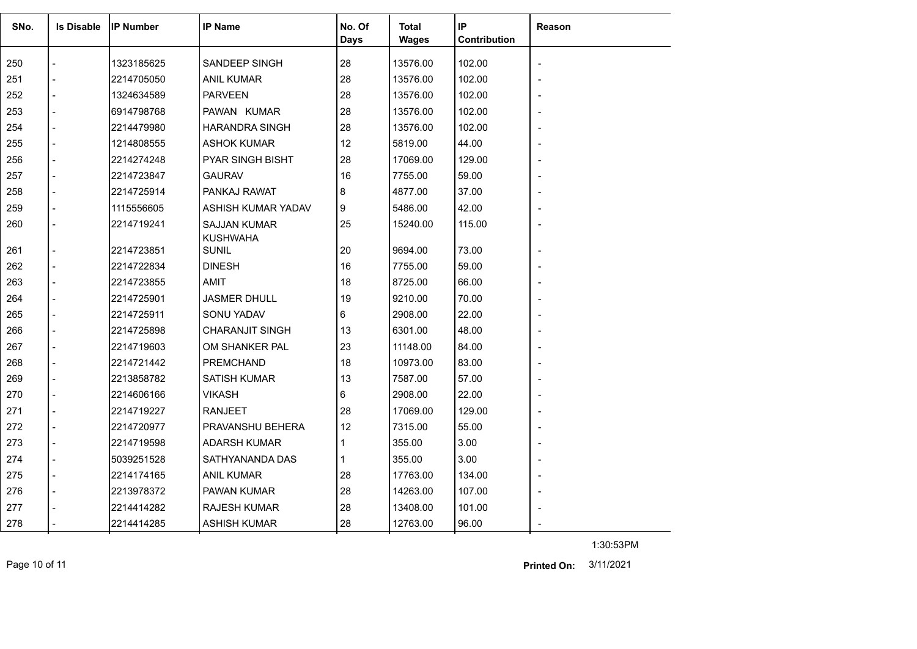| SNo. | Is Disable | IP Number | IP Name | No. Of Days | Total Wages | IP Contribution | Reason |
|---|---|---|---|---|---|---|---|
| 250 | - | 1323185625 | SANDEEP SINGH | 28 | 13576.00 | 102.00 | - |
| 251 | - | 2214705050 | ANIL KUMAR | 28 | 13576.00 | 102.00 | - |
| 252 | - | 1324634589 | PARVEEN | 28 | 13576.00 | 102.00 | - |
| 253 | - | 6914798768 | PAWAN KUMAR | 28 | 13576.00 | 102.00 | - |
| 254 | - | 2214479980 | HARANDRA SINGH | 28 | 13576.00 | 102.00 | - |
| 255 | - | 1214808555 | ASHOK KUMAR | 12 | 5819.00 | 44.00 | - |
| 256 | - | 2214274248 | PYAR SINGH BISHT | 28 | 17069.00 | 129.00 | - |
| 257 | - | 2214723847 | GAURAV | 16 | 7755.00 | 59.00 | - |
| 258 | - | 2214725914 | PANKAJ RAWAT | 8 | 4877.00 | 37.00 | - |
| 259 | - | 1115556605 | ASHISH KUMAR YADAV | 9 | 5486.00 | 42.00 | - |
| 260 | - | 2214719241 | SAJJAN KUMAR KUSHWAHA | 25 | 15240.00 | 115.00 | - |
| 261 | - | 2214723851 | SUNIL | 20 | 9694.00 | 73.00 | - |
| 262 | - | 2214722834 | DINESH | 16 | 7755.00 | 59.00 | - |
| 263 | - | 2214723855 | AMIT | 18 | 8725.00 | 66.00 | - |
| 264 | - | 2214725901 | JASMER DHULL | 19 | 9210.00 | 70.00 | - |
| 265 | - | 2214725911 | SONU YADAV | 6 | 2908.00 | 22.00 | - |
| 266 | - | 2214725898 | CHARANJIT SINGH | 13 | 6301.00 | 48.00 | - |
| 267 | - | 2214719603 | OM SHANKER PAL | 23 | 11148.00 | 84.00 | - |
| 268 | - | 2214721442 | PREMCHAND | 18 | 10973.00 | 83.00 | - |
| 269 | - | 2213858782 | SATISH KUMAR | 13 | 7587.00 | 57.00 | - |
| 270 | - | 2214606166 | VIKASH | 6 | 2908.00 | 22.00 | - |
| 271 | - | 2214719227 | RANJEET | 28 | 17069.00 | 129.00 | - |
| 272 | - | 2214720977 | PRAVANSHU BEHERA | 12 | 7315.00 | 55.00 | - |
| 273 | - | 2214719598 | ADARSH KUMAR | 1 | 355.00 | 3.00 | - |
| 274 | - | 5039251528 | SATHYANANDA DAS | 1 | 355.00 | 3.00 | - |
| 275 | - | 2214174165 | ANIL KUMAR | 28 | 17763.00 | 134.00 | - |
| 276 | - | 2213978372 | PAWAN KUMAR | 28 | 14263.00 | 107.00 | - |
| 277 | - | 2214414282 | RAJESH KUMAR | 28 | 13408.00 | 101.00 | - |
| 278 | - | 2214414285 | ASHISH KUMAR | 28 | 12763.00 | 96.00 | - |

1:30:53PM

**Printed On:** 3/11/2021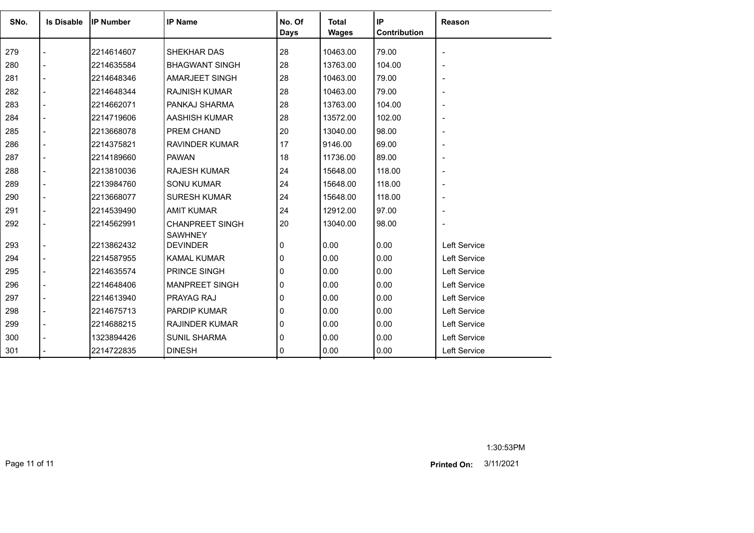| SNo. | Is Disable | IP Number | IP Name | No. Of Days | Total Wages | IP Contribution | Reason |
|---|---|---|---|---|---|---|---|
| 279 | - | 2214614607 | SHEKHAR DAS | 28 | 10463.00 | 79.00 | - |
| 280 | - | 2214635584 | BHAGWANT SINGH | 28 | 13763.00 | 104.00 | - |
| 281 | - | 2214648346 | AMARJEET SINGH | 28 | 10463.00 | 79.00 | - |
| 282 | - | 2214648344 | RAJNISH KUMAR | 28 | 10463.00 | 79.00 | - |
| 283 | - | 2214662071 | PANKAJ SHARMA | 28 | 13763.00 | 104.00 | - |
| 284 | - | 2214719606 | AASHISH KUMAR | 28 | 13572.00 | 102.00 | - |
| 285 | - | 2213668078 | PREM CHAND | 20 | 13040.00 | 98.00 | - |
| 286 | - | 2214375821 | RAVINDER KUMAR | 17 | 9146.00 | 69.00 | - |
| 287 | - | 2214189660 | PAWAN | 18 | 11736.00 | 89.00 | - |
| 288 | - | 2213810036 | RAJESH KUMAR | 24 | 15648.00 | 118.00 | - |
| 289 | - | 2213984760 | SONU KUMAR | 24 | 15648.00 | 118.00 | - |
| 290 | - | 2213668077 | SURESH KUMAR | 24 | 15648.00 | 118.00 | - |
| 291 | - | 2214539490 | AMIT KUMAR | 24 | 12912.00 | 97.00 | - |
| 292 | - | 2214562991 | CHANPREET SINGH SAWHNEY | 20 | 13040.00 | 98.00 | - |
| 293 | - | 2213862432 | DEVINDER | 0 | 0.00 | 0.00 | Left Service |
| 294 | - | 2214587955 | KAMAL KUMAR | 0 | 0.00 | 0.00 | Left Service |
| 295 | - | 2214635574 | PRINCE SINGH | 0 | 0.00 | 0.00 | Left Service |
| 296 | - | 2214648406 | MANPREET SINGH | 0 | 0.00 | 0.00 | Left Service |
| 297 | - | 2214613940 | PRAYAG RAJ | 0 | 0.00 | 0.00 | Left Service |
| 298 | - | 2214675713 | PARDIP KUMAR | 0 | 0.00 | 0.00 | Left Service |
| 299 | - | 2214688215 | RAJINDER KUMAR | 0 | 0.00 | 0.00 | Left Service |
| 300 | - | 1323894426 | SUNIL SHARMA | 0 | 0.00 | 0.00 | Left Service |
| 301 | - | 2214722835 | DINESH | 0 | 0.00 | 0.00 | Left Service |

1:30:53PM

**Printed On:** 3/11/2021